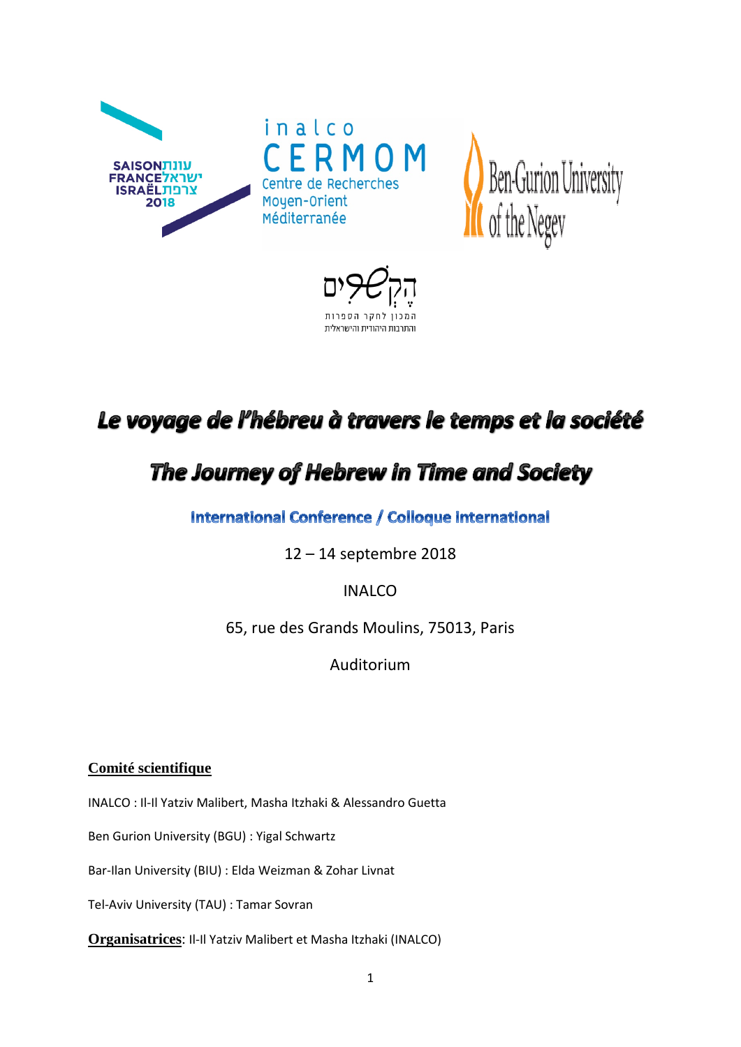# *Le voyage de l'hébreu à travers le temps et la société*

# *The Journey of Hebrew in Time and Society*

**International Conference / Colloque International**

12 – 14 septembre 2018

INALCO

65, rue des Grands Moulins, 75013, Paris

Auditorium

**Comité scientifique**

INALCO : Il-Il Yatziv Malibert, Masha Itzhaki & Alessandro Guetta

Ben Gurion University (BGU) : Yigal Schwartz

Bar-Ilan University (BIU) : Elda Weizman & Zohar Livnat

Tel-Aviv University (TAU) : Tamar Sovran

**Organisatrices**: Il-Il Yatziv Malibert et Masha Itzhaki (INALCO)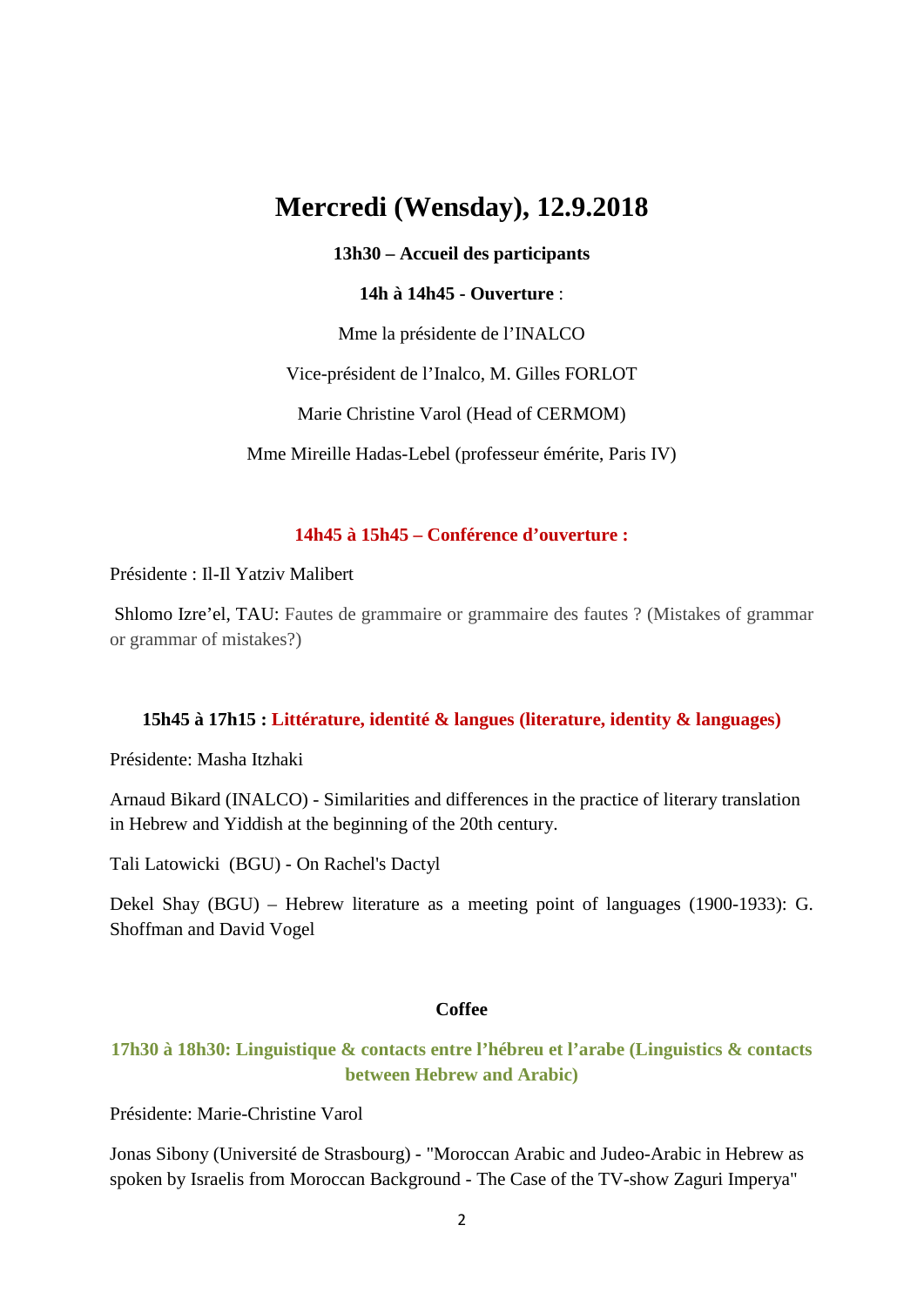# Mercredi (Wensday), 12.9.2018

**13h30 – Accueil des participants**

**14h à 14h45 - Ouverture** :

Mme la présidente de l'INALCO

Vice-président de l'Inalco, M. Gilles FORLOT

Marie Christine Varol (Head of CERMOM)

Mme Mireille Hadas-Lebel (professeur émérite, Paris IV)

### 14h45 à 15h45 – Conférence d'ouverture :

Présidente : Il-Il Yatziv Malibert

Shlomo Izre'el, TAU: Fautes de grammaire or grammaire des fautes ? (Mistakes of grammar or grammar of mistakes?)

### 15h45 à 17h15 : Littérature, identité & langues (literature, identity & languages)

Présidente: Masha Itzhaki

Arnaud Bikard (INALCO) - Similarities and differences in the practice of literary translation in Hebrew and Yiddish at the beginning of the 20th century.

Tali Latowicki (BGU) - On Rachel's Dactyl

Dekel Shay (BGU) – Hebrew literature as a meeting point of languages (1900-1933): G. Shoffman and David Vogel

**Coffee**

### 17h30 à 18h30: Linguistique & contacts entre l'hébreu et l'arabe (Linguistics & contacts between Hebrew and Arabic)

Présidente: Marie-Christine Varol

Jonas Sibony (Université de Strasbourg) - "Moroccan Arabic and Judeo-Arabic in Hebrew as spoken by Israelis from Moroccan Background - The Case of the TV-show Zaguri Imperya"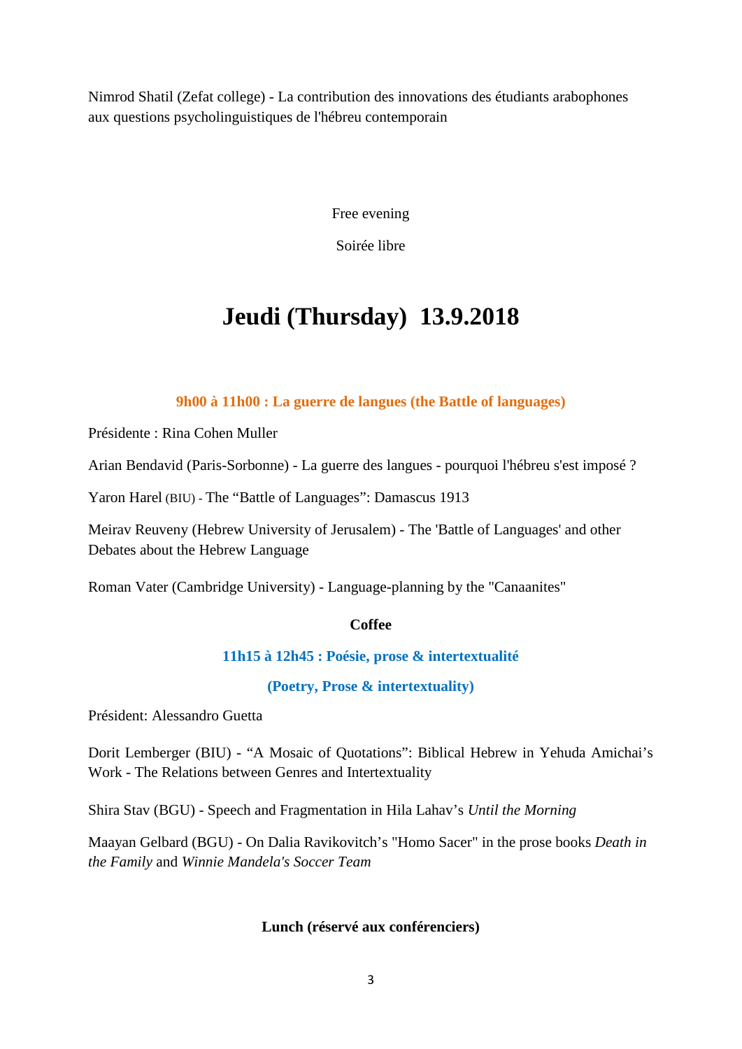Nimrod Shatil (Zefat college) - La contribution des innovations des étudiants arabophones aux questions psycholinguistiques de l'hébreu contemporain

Free evening

Soirée libre

# Jeudi (Thursday) 13.9.2018

**9h00 à 11h00 : La guerre de langues (the Battle of languages)**

Présidente : Rina Cohen Muller

Arian Bendavid (Paris-Sorbonne) - La guerre des langues - pourquoi l'hébreu s'est imposé ?

Yaron Harel (BIU) - The “Battle of Languages”: Damascus 1913

Meirav Reuveny (Hebrew University of Jerusalem) - The 'Battle of Languages' and other Debates about the Hebrew Language

Roman Vater (Cambridge University) - Language-planning by the "Canaanites"

**Coffee**

**11h15 à 12h45 : Poésie, prose & intertextualité**

**(Poetry, Prose & intertextuality)**

Président: Alessandro Guetta

Dorit Lemberger (BIU) - “A Mosaic of Quotations”: Biblical Hebrew in Yehuda Amichai’s Work - The Relations between Genres and Intertextuality

Shira Stav (BGU) - Speech and Fragmentation in Hila Lahav’s *Until the Morning*

Maayan Gelbard (BGU) - On Dalia Ravikovitch’s "Homo Sacer" in the prose books *Death in the Family* and *Winnie Mandela's Soccer Team*

**Lunch (réservé aux conférenciers)**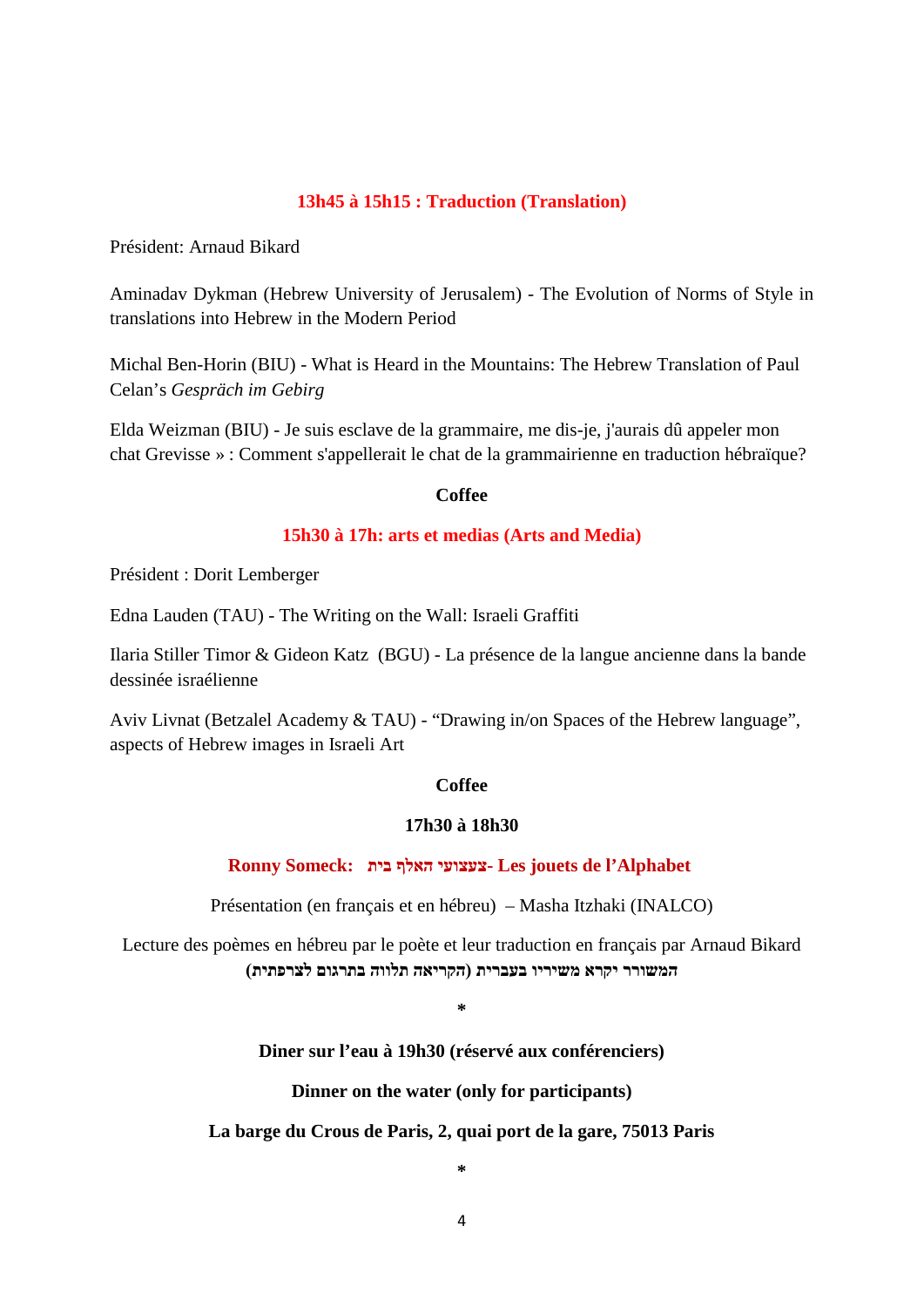**13h45 à 15h15 : Traduction (Translation)**

Président: Arnaud Bikard

Aminadav Dykman (Hebrew University of Jerusalem) - The Evolution of Norms of Style in translations into Hebrew in the Modern Period

Michal Ben-Horin (BIU) - What is Heard in the Mountains: The Hebrew Translation of Paul Celan's *Gespräch im Gebirg*

Elda Weizman (BIU) - Je suis esclave de la grammaire, me dis-je, j'aurais dû appeler mon chat Grevisse » : Comment s'appellerait le chat de la grammairienne en traduction hébraïque?

**Coffee**

**15h30 à 17h: arts et medias (Arts and Media)**

Président : Dorit Lemberger

Edna Lauden (TAU) - The Writing on the Wall: Israeli Graffiti

Ilaria Stiller Timor & Gideon Katz (BGU) - La présence de la langue ancienne dans la bande dessinée israélienne

Aviv Livnat (Betzalel Academy & TAU) - "Drawing in/on Spaces of the Hebrew language", aspects of Hebrew images in Israeli Art

**Coffee**

**17h30 à 18h30**

**Ronny Someck: צעצועי האלף בית - Les jouets de l'Alphabet**

Présentation (en français et en hébreu) – Masha Itzhaki (INALCO)

Lecture des poèmes en hébreu par le poète et leur traduction en français par Arnaud Bikard
**המשורר יקרא משיריו בעברית (הקריאה תלווה בתרגום לצרפתית)**

*

**Diner sur l'eau à 19h30 (réservé aux conférenciers)**

**Dinner on the water (only for participants)**

**La barge du Crous de Paris, 2, quai port de la gare, 75013 Paris**

*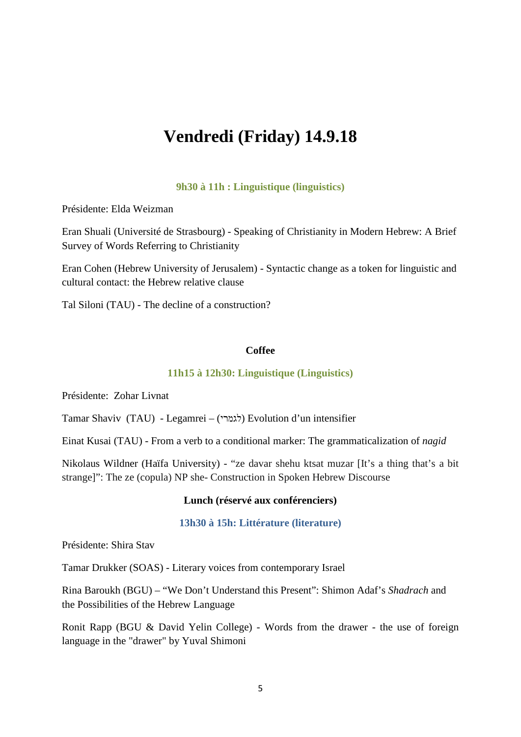# Vendredi (Friday) 14.9.18

### 9h30 à 11h : Linguistique (linguistics)

Présidente: Elda Weizman

Eran Shuali (Université de Strasbourg) - Speaking of Christianity in Modern Hebrew: A Brief Survey of Words Referring to Christianity

Eran Cohen (Hebrew University of Jerusalem) - Syntactic change as a token for linguistic and cultural contact: the Hebrew relative clause

Tal Siloni (TAU) - The decline of a construction?

**Coffee**

### 11h15 à 12h30: Linguistique (Linguistics)

Présidente: Zohar Livnat

Tamar Shaviv (TAU) - Legamrei – (לגמרי) Evolution d'un intensifier

Einat Kusai (TAU) - From a verb to a conditional marker: The grammaticalization of *nagid*

Nikolaus Wildner (Haïfa University) - "ze davar shehu ktsat muzar [It's a thing that's a bit strange]": The ze (copula) NP she- Construction in Spoken Hebrew Discourse

**Lunch (réservé aux conférenciers)**

### 13h30 à 15h: Littérature (literature)

Présidente: Shira Stav

Tamar Drukker (SOAS) - Literary voices from contemporary Israel

Rina Baroukh (BGU) – "We Don't Understand this Present": Shimon Adaf's *Shadrach* and the Possibilities of the Hebrew Language

Ronit Rapp (BGU & David Yelin College) - Words from the drawer - the use of foreign language in the "drawer" by Yuval Shimoni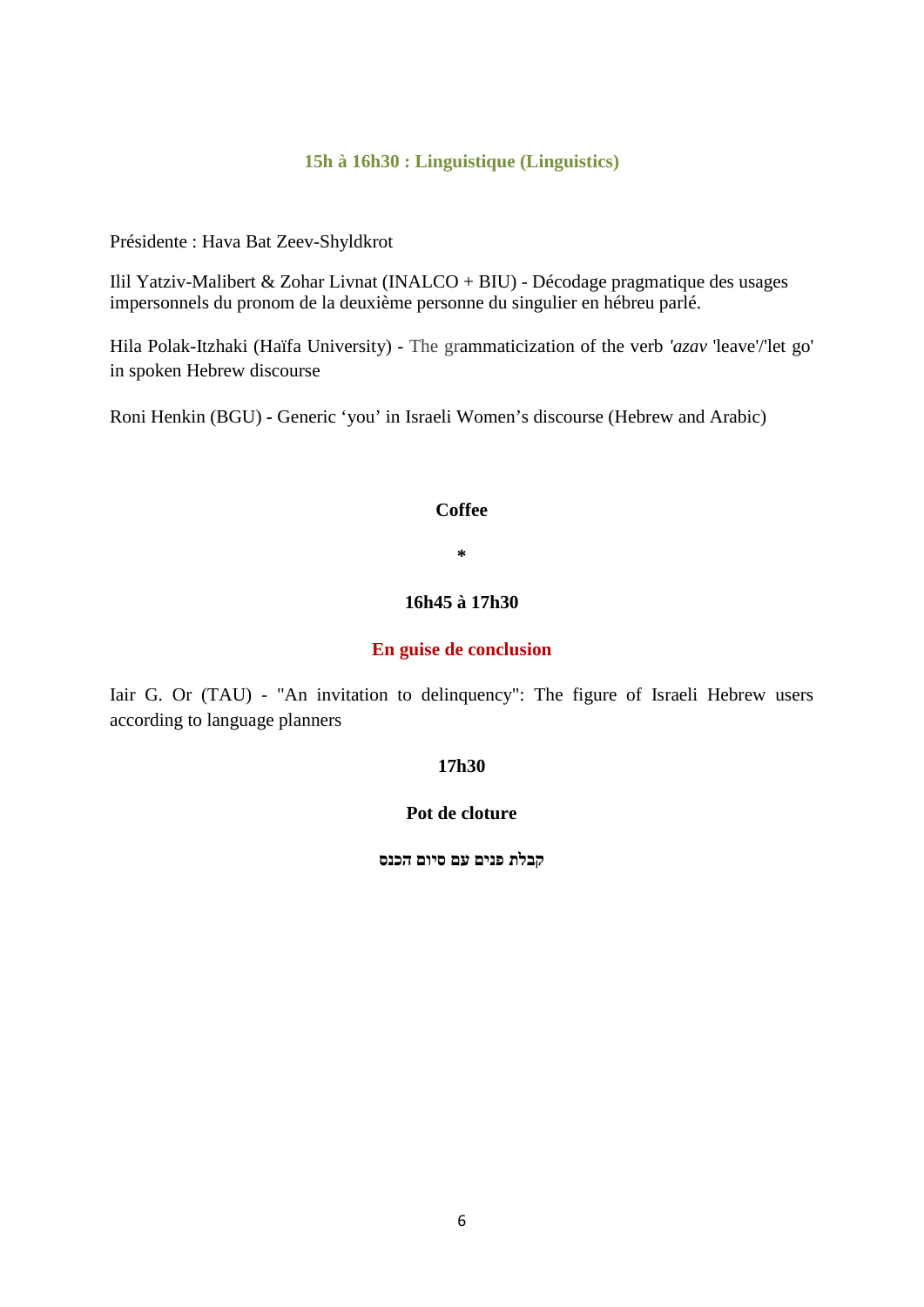### 15h à 16h30 : Linguistique (Linguistics)

Présidente : Hava Bat Zeev-Shyldkrot

Ilil Yatziv-Malibert & Zohar Livnat (INALCO + BIU) - Décodage pragmatique des usages impersonnels du pronom de la deuxième personne du singulier en hébreu parlé.

Hila Polak-Itzhaki (Haïfa University) - The grammaticization of the verb *'azav* 'leave'/'let go' in spoken Hebrew discourse

Roni Henkin (BGU) - Generic ‘you’ in Israeli Women’s discourse (Hebrew and Arabic)

**Coffee**

**\***

**16h45 à 17h30**

**En guise de conclusion**

Iair G. Or (TAU) - "An invitation to delinquency": The figure of Israeli Hebrew users according to language planners

**17h30**

**Pot de cloture**

**קבלת פנים עם סיום הכנס**